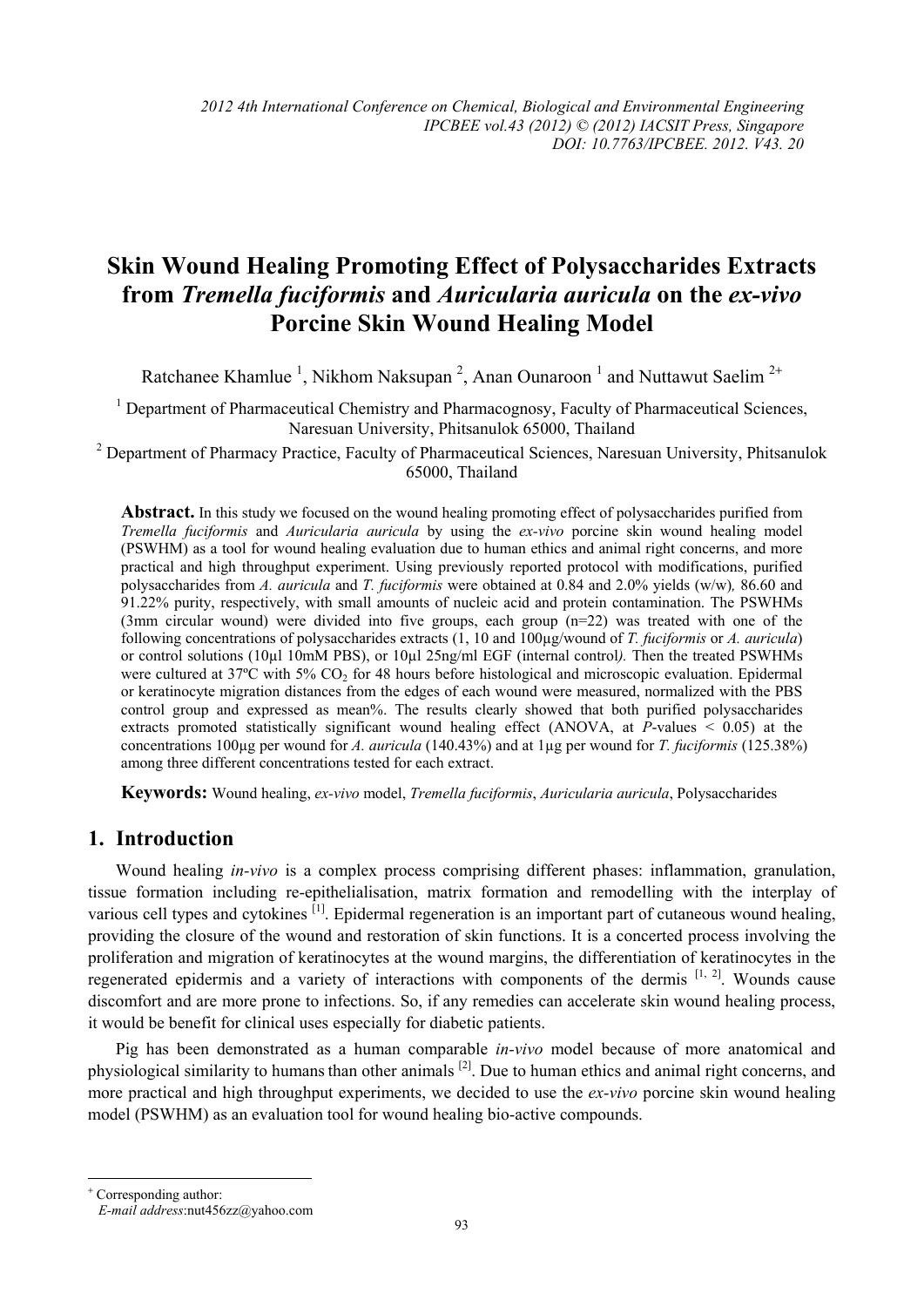# Skin Wound Healing Promoting Effect of Polysaccharides Extracts from *Tremella fuciformis* and *Auricularia auricula* on the *ex-vivo* Porcine Skin Wound Healing Model

Ratchanee Khamlue [1], Nikhom Naksupan [2], Anan Ounaroon [1] and Nuttawut Saelim [2+]

[1] Department of Pharmaceutical Chemistry and Pharmacognosy, Faculty of Pharmaceutical Sciences, Naresuan University, Phitsanulok 65000, Thailand

[2] Department of Pharmacy Practice, Faculty of Pharmaceutical Sciences, Naresuan University, Phitsanulok 65000, Thailand

**Abstract.** In this study we focused on the wound healing promoting effect of polysaccharides purified from *Tremella fuciformis* and *Auricularia auricula* by using the *ex-vivo* porcine skin wound healing model (PSWHM) as a tool for wound healing evaluation due to human ethics and animal right concerns, and more practical and high throughput experiment. Using previously reported protocol with modifications, purified polysaccharides from *A. auricula* and *T. fuciformis* were obtained at 0.84 and 2.0% yields (w/w), 86.60 and 91.22% purity, respectively, with small amounts of nucleic acid and protein contamination. The PSWHMs (3mm circular wound) were divided into five groups, each group (n=22) was treated with one of the following concentrations of polysaccharides extracts (1, 10 and 100µg/wound of *T. fuciformis* or *A. auricula*) or control solutions (10µl 10mM PBS), or 10µl 25ng/ml EGF (internal control). Then the treated PSWHMs were cultured at 37ºC with 5% $CO_2$ for 48 hours before histological and microscopic evaluation. Epidermal or keratinocyte migration distances from the edges of each wound were measured, normalized with the PBS control group and expressed as mean%. The results clearly showed that both purified polysaccharides extracts promoted statistically significant wound healing effect (ANOVA, at $P$-values < 0.05) at the concentrations 100µg per wound for *A. auricula* (140.43%) and at 1µg per wound for *T. fuciformis* (125.38%) among three different concentrations tested for each extract.

**Keywords:** Wound healing, *ex-vivo* model, *Tremella fuciformis*, *Auricularia auricula*, Polysaccharides

## 1. Introduction

Wound healing *in-vivo* is a complex process comprising different phases: inflammation, granulation, tissue formation including re-epithelialisation, matrix formation and remodelling with the interplay of various cell types and cytokines [1]. Epidermal regeneration is an important part of cutaneous wound healing, providing the closure of the wound and restoration of skin functions. It is a concerted process involving the proliferation and migration of keratinocytes at the wound margins, the differentiation of keratinocytes in the regenerated epidermis and a variety of interactions with components of the dermis [1, 2]. Wounds cause discomfort and are more prone to infections. So, if any remedies can accelerate skin wound healing process, it would be benefit for clinical uses especially for diabetic patients.

Pig has been demonstrated as a human comparable *in-vivo* model because of more anatomical and physiological similarity to humans than other animals [2]. Due to human ethics and animal right concerns, and more practical and high throughput experiments, we decided to use the *ex-vivo* porcine skin wound healing model (PSWHM) as an evaluation tool for wound healing bio-active compounds.

+ Corresponding author:
*E-mail address*:nut456zz@yahoo.com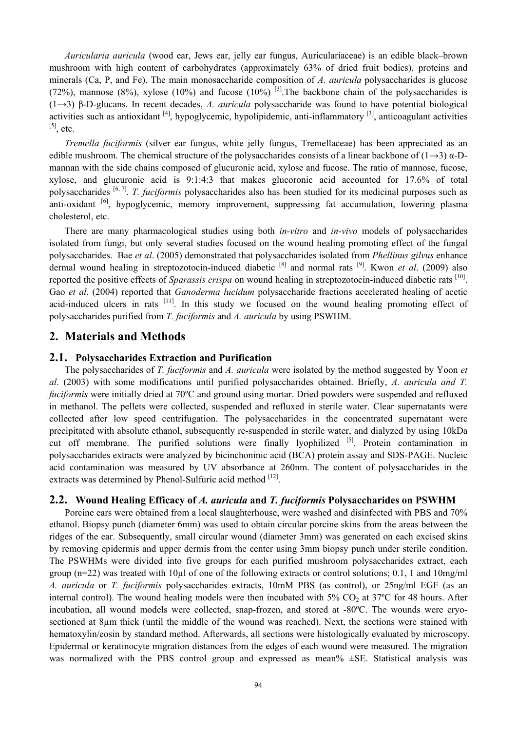*Auricularia auricula* (wood ear, Jews ear, jelly ear fungus, Auriculariaceae) is an edible black–brown mushroom with high content of carbohydrates (approximately 63% of dried fruit bodies), proteins and minerals (Ca, P, and Fe). The main monosaccharide composition of *A. auricula* polysaccharides is glucose (72%), mannose (8%), xylose (10%) and fucose (10%) [3].The backbone chain of the polysaccharides is (1→3) β-D-glucans. In recent decades, *A. auricula* polysaccharide was found to have potential biological activities such as antioxidant [4], hypoglycemic, hypolipidemic, anti-inflammatory [3], anticoagulant activities [5], etc.

*Tremella fuciformis* (silver ear fungus, white jelly fungus, Tremellaceae) has been appreciated as an edible mushroom. The chemical structure of the polysaccharides consists of a linear backbone of (1→3) α-D-mannan with the side chains composed of glucuronic acid, xylose and fucose. The ratio of mannose, fucose, xylose, and glucuronic acid is 9:1:4:3 that makes glucoronic acid accounted for 17.6% of total polysaccharides [6, 7]. *T. fuciformis* polysaccharides also has been studied for its medicinal purposes such as anti-oxidant [6], hypoglycemic, memory improvement, suppressing fat accumulation, lowering plasma cholesterol, etc.

There are many pharmacological studies using both *in-vitro* and *in-vivo* models of polysaccharides isolated from fungi, but only several studies focused on the wound healing promoting effect of the fungal polysaccharides. Bae *et al*. (2005) demonstrated that polysaccharides isolated from *Phellinus gilvus* enhance dermal wound healing in streptozotocin-induced diabetic [8] and normal rats [9]. Kwon *et al*. (2009) also reported the positive effects of *Sparassis crispa* on wound healing in streptozotocin-induced diabetic rats [10]. Gao *et al*. (2004) reported that *Ganoderma lucidum* polysaccharide fractions accelerated healing of acetic acid-induced ulcers in rats [11]. In this study we focused on the wound healing promoting effect of polysaccharides purified from *T. fuciformis* and *A. auricula* by using PSWHM.

## 2. Materials and Methods

### 2.1. Polysaccharides Extraction and Purification

The polysaccharides of *T. fuciformis* and *A. auricula* were isolated by the method suggested by Yoon *et al*. (2003) with some modifications until purified polysaccharides obtained. Briefly, *A. auricula and T. fuciformis* were initially dried at 70ºC and ground using mortar. Dried powders were suspended and refluxed in methanol. The pellets were collected, suspended and refluxed in sterile water. Clear supernatants were collected after low speed centrifugation. The polysaccharides in the concentrated supernatant were precipitated with absolute ethanol, subsequently re-suspended in sterile water, and dialyzed by using 10kDa cut off membrane. The purified solutions were finally lyophilized [5]. Protein contamination in polysaccharides extracts were analyzed by bicinchoninic acid (BCA) protein assay and SDS-PAGE. Nucleic acid contamination was measured by UV absorbance at 260nm. The content of polysaccharides in the extracts was determined by Phenol-Sulfuric acid method [12].

### 2.2. Wound Healing Efficacy of *A. auricula* and *T. fuciformis* Polysaccharides on PSWHM

Porcine ears were obtained from a local slaughterhouse, were washed and disinfected with PBS and 70% ethanol. Biopsy punch (diameter 6mm) was used to obtain circular porcine skins from the areas between the ridges of the ear. Subsequently, small circular wound (diameter 3mm) was generated on each excised skins by removing epidermis and upper dermis from the center using 3mm biopsy punch under sterile condition. The PSWHMs were divided into five groups for each purified mushroom polysaccharides extract, each group (n=22) was treated with 10µl of one of the following extracts or control solutions; 0.1, 1 and 10mg/ml *A. auricula* or *T. fuciformis* polysaccharides extracts, 10mM PBS (as control), or 25ng/ml EGF (as an internal control). The wound healing models were then incubated with 5% $CO_2$ at 37ºC for 48 hours. After incubation, all wound models were collected, snap-frozen, and stored at -80ºC. The wounds were cryo-sectioned at 8µm thick (until the middle of the wound was reached). Next, the sections were stained with hematoxylin/eosin by standard method. Afterwards, all sections were histologically evaluated by microscopy. Epidermal or keratinocyte migration distances from the edges of each wound were measured. The migration was normalized with the PBS control group and expressed as mean% ±SE. Statistical analysis was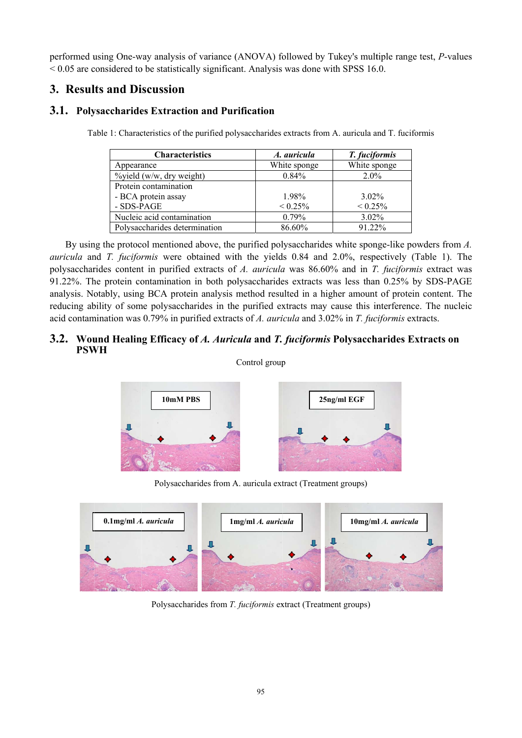performed using One-way analysis of variance (ANOVA) followed by Tukey's multiple range test, *P*-values < 0.05 are considered to be statistically significant. Analysis was done with SPSS 16.0.

## 3. Results and Discussion

### 3.1. Polysaccharides Extraction and Purification

Table 1: Characteristics of the purified polysaccharides extracts from A. auricula and T. fuciformis

| Characteristics | *A. auricula* | *T. fuciformis* |
|---|---|---|
| Appearance | White sponge | White sponge |
| %yield (w/w, dry weight) | 0.84% | 2.0% |
| Protein contamination<br>- BCA protein assay<br>- SDS-PAGE | <br>1.98%<br>< 0.25% | <br>3.02%<br>< 0.25% |
| Nucleic acid contamination | 0.79% | 3.02% |
| Polysaccharides determination | 86.60% | 91.22% |

By using the protocol mentioned above, the purified polysaccharides white sponge-like powders from *A. auricula* and *T. fuciformis* were obtained with the yields 0.84 and 2.0%, respectively (Table 1). The polysaccharides content in purified extracts of *A. auricula* was 86.60% and in *T. fuciformis* extract was 91.22%. The protein contamination in both polysaccharides extracts was less than 0.25% by SDS-PAGE analysis. Notably, using BCA protein analysis method resulted in a higher amount of protein content. The reducing ability of some polysaccharides in the purified extracts may cause this interference. The nucleic acid contamination was 0.79% in purified extracts of *A. auricula* and 3.02% in *T. fuciformis* extracts.

### 3.2. Wound Healing Efficacy of *A. Auricula* and *T. fuciformis* Polysaccharides Extracts on PSWH

Control group

10mM PBS

25ng/ml EGF

Polysaccharides from A. auricula extract (Treatment groups)

0.1mg/ml *A. auricula*

1mg/ml *A. auricula*

10mg/ml *A. auricula*

Polysaccharides from *T. fuciformis* extract (Treatment groups)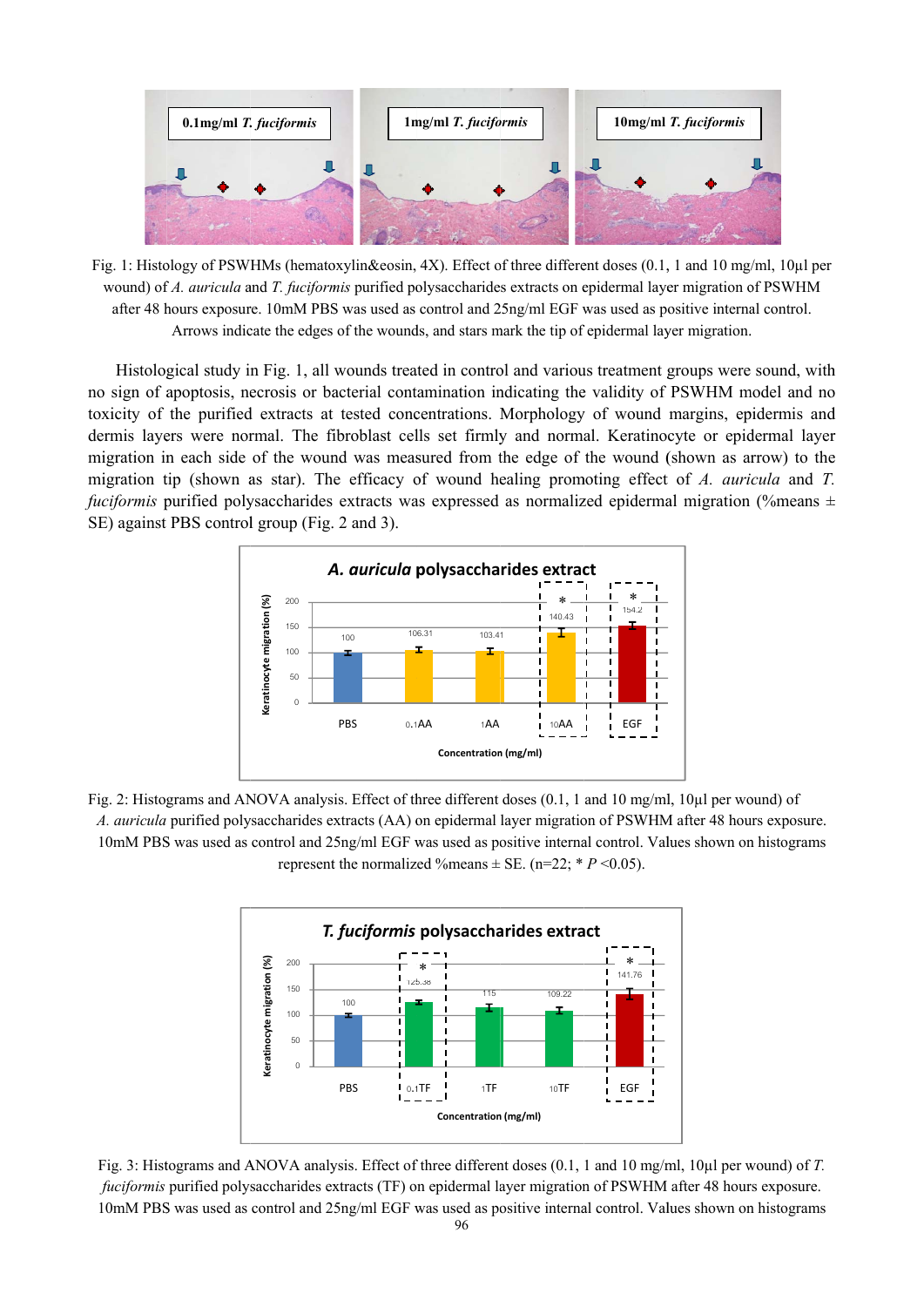Fig. 1: Histology of PSWHMs (hematoxylin&eosin, 4X). Effect of three different doses (0.1, 1 and 10 mg/ml, 10µl per wound) of *A. auricula* and *T. fuciformis* purified polysaccharides extracts on epidermal layer migration of PSWHM after 48 hours exposure. 10mM PBS was used as control and 25ng/ml EGF was used as positive internal control. Arrows indicate the edges of the wounds, and stars mark the tip of epidermal layer migration.

Histological study in Fig. 1, all wounds treated in control and various treatment groups were sound, with no sign of apoptosis, necrosis or bacterial contamination indicating the validity of PSWHM model and no toxicity of the purified extracts at tested concentrations. Morphology of wound margins, epidermis and dermis layers were normal. The fibroblast cells set firmly and normal. Keratinocyte or epidermal layer migration in each side of the wound was measured from the edge of the wound (shown as arrow) to the migration tip (shown as star). The efficacy of wound healing promoting effect of *A. auricula* and *T. fuciformis* purified polysaccharides extracts was expressed as normalized epidermal migration (%means ± SE) against PBS control group (Fig. 2 and 3).

Fig. 2: Histograms and ANOVA analysis. Effect of three different doses (0.1, 1 and 10 mg/ml, 10µl per wound) of *A. auricula* purified polysaccharides extracts (AA) on epidermal layer migration of PSWHM after 48 hours exposure. 10mM PBS was used as control and 25ng/ml EGF was used as positive internal control. Values shown on histograms represent the normalized %means ± SE. (n=22; * $P$ <0.05).

Fig. 3: Histograms and ANOVA analysis. Effect of three different doses (0.1, 1 and 10 mg/ml, 10µl per wound) of *T. fuciformis* purified polysaccharides extracts (TF) on epidermal layer migration of PSWHM after 48 hours exposure. 10mM PBS was used as control and 25ng/ml EGF was used as positive internal control. Values shown on histograms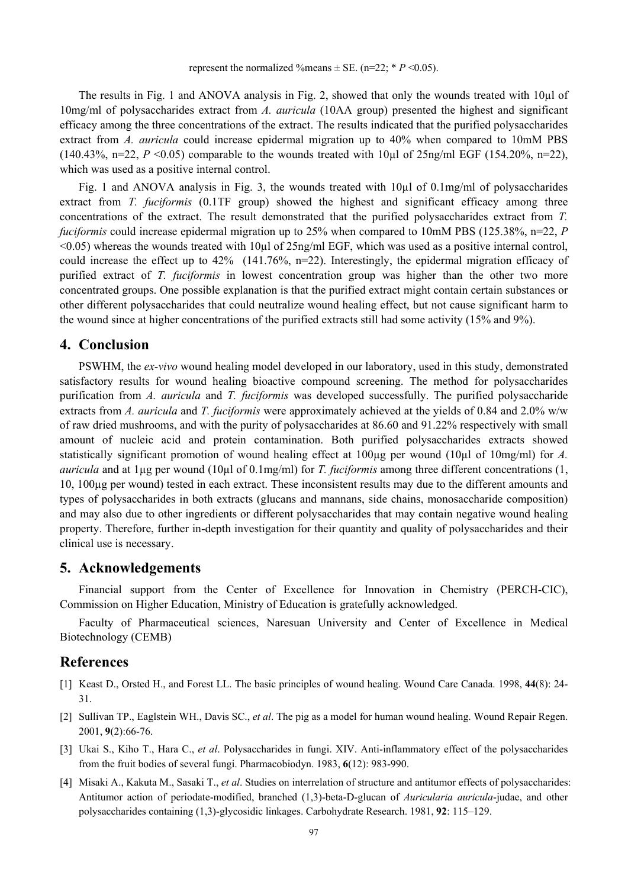represent the normalized %means ± SE. (n=22; * $P$ <0.05).

The results in Fig. 1 and ANOVA analysis in Fig. 2, showed that only the wounds treated with 10μl of 10mg/ml of polysaccharides extract from *A. auricula* (10AA group) presented the highest and significant efficacy among the three concentrations of the extract. The results indicated that the purified polysaccharides extract from *A. auricula* could increase epidermal migration up to 40% when compared to 10mM PBS (140.43%, n=22, $P$ <0.05) comparable to the wounds treated with 10μl of 25ng/ml EGF (154.20%, n=22), which was used as a positive internal control.

Fig. 1 and ANOVA analysis in Fig. 3, the wounds treated with 10μl of 0.1mg/ml of polysaccharides extract from *T. fuciformis* (0.1TF group) showed the highest and significant efficacy among three concentrations of the extract. The result demonstrated that the purified polysaccharides extract from *T. fuciformis* could increase epidermal migration up to 25% when compared to 10mM PBS (125.38%, n=22, $P$ <0.05) whereas the wounds treated with 10μl of 25ng/ml EGF, which was used as a positive internal control, could increase the effect up to 42% (141.76%, n=22). Interestingly, the epidermal migration efficacy of purified extract of *T. fuciformis* in lowest concentration group was higher than the other two more concentrated groups. One possible explanation is that the purified extract might contain certain substances or other different polysaccharides that could neutralize wound healing effect, but not cause significant harm to the wound since at higher concentrations of the purified extracts still had some activity (15% and 9%).

## 4. Conclusion

PSWHM, the *ex-vivo* wound healing model developed in our laboratory, used in this study, demonstrated satisfactory results for wound healing bioactive compound screening. The method for polysaccharides purification from *A. auricula* and *T. fuciformis* was developed successfully. The purified polysaccharide extracts from *A. auricula* and *T. fuciformis* were approximately achieved at the yields of 0.84 and 2.0% w/w of raw dried mushrooms, and with the purity of polysaccharides at 86.60 and 91.22% respectively with small amount of nucleic acid and protein contamination. Both purified polysaccharides extracts showed statistically significant promotion of wound healing effect at 100μg per wound (10μl of 10mg/ml) for *A. auricula* and at 1μg per wound (10μl of 0.1mg/ml) for *T. fuciformis* among three different concentrations (1, 10, 100μg per wound) tested in each extract. These inconsistent results may due to the different amounts and types of polysaccharides in both extracts (glucans and mannans, side chains, monosaccharide composition) and may also due to other ingredients or different polysaccharides that may contain negative wound healing property. Therefore, further in-depth investigation for their quantity and quality of polysaccharides and their clinical use is necessary.

## 5. Acknowledgements

Financial support from the Center of Excellence for Innovation in Chemistry (PERCH-CIC), Commission on Higher Education, Ministry of Education is gratefully acknowledged.

Faculty of Pharmaceutical sciences, Naresuan University and Center of Excellence in Medical Biotechnology (CEMB)

## References

[1] Keast D., Orsted H., and Forest LL. The basic principles of wound healing. Wound Care Canada. 1998, **44**(8): 24-31.

[2] Sullivan TP., Eaglstein WH., Davis SC., *et al*. The pig as a model for human wound healing. Wound Repair Regen. 2001, **9**(2):66-76.

[3] Ukai S., Kiho T., Hara C., *et al*. Polysaccharides in fungi. XIV. Anti-inflammatory effect of the polysaccharides from the fruit bodies of several fungi. Pharmacobiodyn. 1983, **6**(12): 983-990.

[4] Misaki A., Kakuta M., Sasaki T., *et al*. Studies on interrelation of structure and antitumor effects of polysaccharides: Antitumor action of periodate-modified, branched (1,3)-beta-D-glucan of *Auricularia auricula*-judae, and other polysaccharides containing (1,3)-glycosidic linkages. Carbohydrate Research. 1981, **92**: 115–129.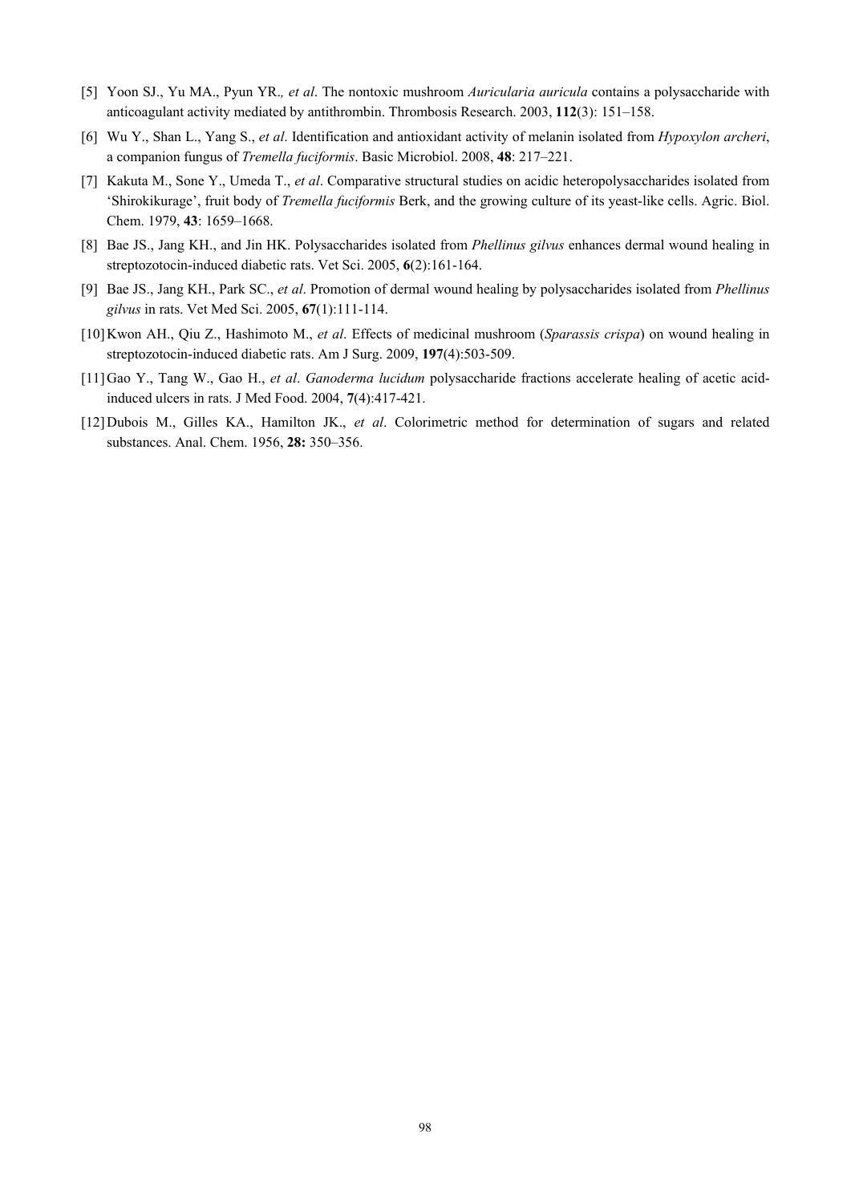[5] Yoon SJ., Yu MA., Pyun YR., *et al*. The nontoxic mushroom *Auricularia auricula* contains a polysaccharide with anticoagulant activity mediated by antithrombin. Thrombosis Research. 2003, **112**(3): 151–158.

[6] Wu Y., Shan L., Yang S., *et al*. Identification and antioxidant activity of melanin isolated from *Hypoxylon archeri*, a companion fungus of *Tremella fuciformis*. Basic Microbiol. 2008, **48**: 217–221.

[7] Kakuta M., Sone Y., Umeda T., *et al*. Comparative structural studies on acidic heteropolysaccharides isolated from 'Shirokikurage', fruit body of *Tremella fuciformis* Berk, and the growing culture of its yeast-like cells. Agric. Biol. Chem. 1979, **43**: 1659–1668.

[8] Bae JS., Jang KH., and Jin HK. Polysaccharides isolated from *Phellinus gilvus* enhances dermal wound healing in streptozotocin-induced diabetic rats. Vet Sci. 2005, **6**(2):161-164.

[9] Bae JS., Jang KH., Park SC., *et al*. Promotion of dermal wound healing by polysaccharides isolated from *Phellinus gilvus* in rats. Vet Med Sci. 2005, **67**(1):111-114.

[10] Kwon AH., Qiu Z., Hashimoto M., *et al*. Effects of medicinal mushroom (*Sparassis crispa*) on wound healing in streptozotocin-induced diabetic rats. Am J Surg. 2009, **197**(4):503-509.

[11] Gao Y., Tang W., Gao H., *et al*. *Ganoderma lucidum* polysaccharide fractions accelerate healing of acetic acid-induced ulcers in rats. J Med Food. 2004, **7**(4):417-421.

[12] Dubois M., Gilles KA., Hamilton JK., *et al*. Colorimetric method for determination of sugars and related substances. Anal. Chem. 1956, **28:** 350–356.